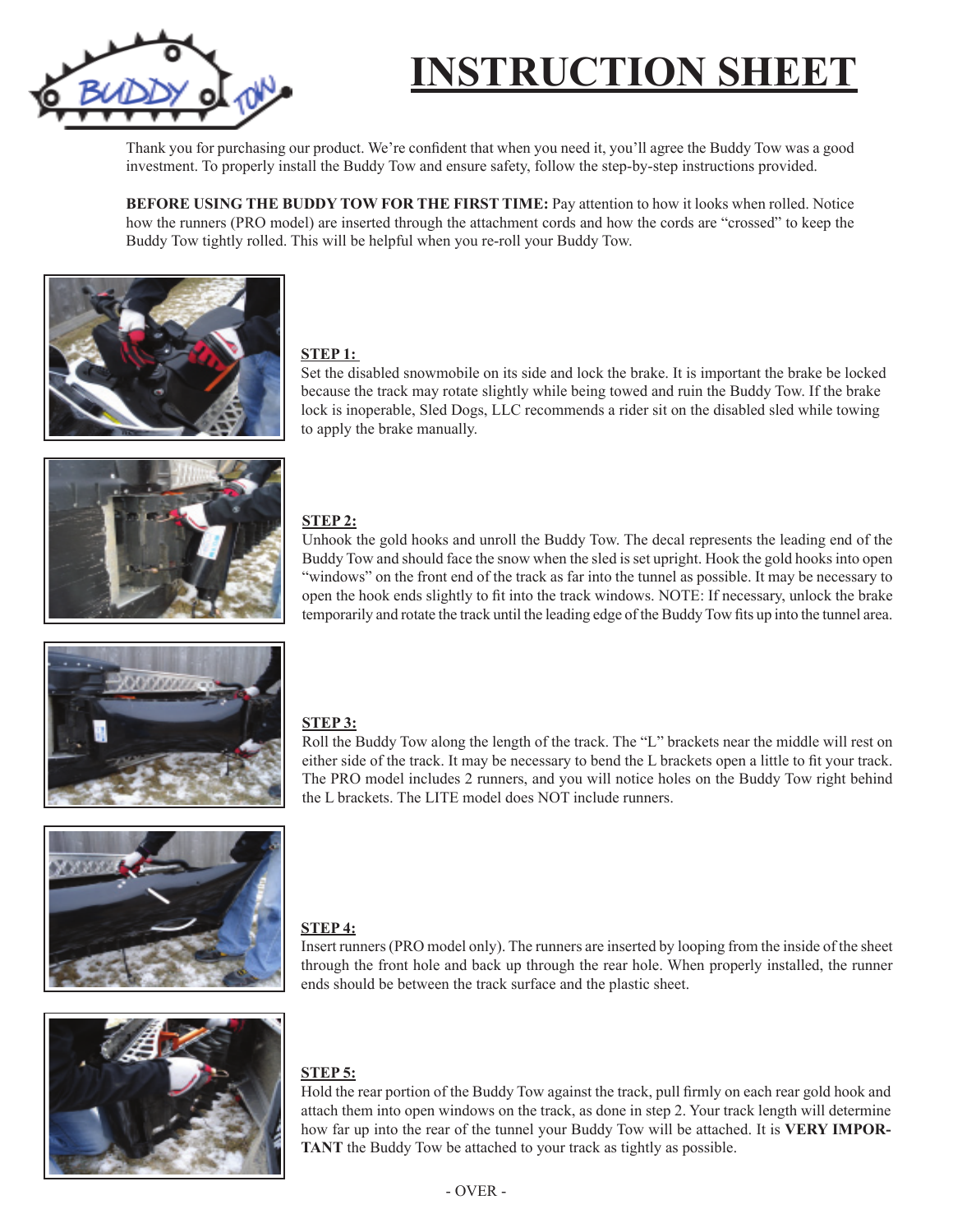# INSTRUCTION SHEET

Thank you for purchasing our product. We're confident that when you need it, you'll agree the Buddy Tow was a good investment. To properly install the Buddy Tow and ensure safety, follow the step-by-step instructions provided.

**BEFORE USING THE BUDDY TOW FOR THE FIRST TIME:** Pay attention to how it looks when rolled. Notice how the runners (PRO model) are inserted through the attachment cords and how the cords are "crossed" to keep the Buddy Tow tightly rolled. This will be helpful when you re-roll your Buddy Tow.

**STEP 1:**
Set the disabled snowmobile on its side and lock the brake. It is important the brake be locked because the track may rotate slightly while being towed and ruin the Buddy Tow. If the brake lock is inoperable, Sled Dogs, LLC recommends a rider sit on the disabled sled while towing to apply the brake manually.

**STEP 2:**
Unhook the gold hooks and unroll the Buddy Tow. The decal represents the leading end of the Buddy Tow and should face the snow when the sled is set upright. Hook the gold hooks into open "windows" on the front end of the track as far into the tunnel as possible. It may be necessary to open the hook ends slightly to fit into the track windows. NOTE: If necessary, unlock the brake temporarily and rotate the track until the leading edge of the Buddy Tow fits up into the tunnel area.

**STEP 3:**
Roll the Buddy Tow along the length of the track. The "L" brackets near the middle will rest on either side of the track. It may be necessary to bend the L brackets open a little to fit your track. The PRO model includes 2 runners, and you will notice holes on the Buddy Tow right behind the L brackets. The LITE model does NOT include runners.

**STEP 4:**
Insert runners (PRO model only). The runners are inserted by looping from the inside of the sheet through the front hole and back up through the rear hole. When properly installed, the runner ends should be between the track surface and the plastic sheet.

**STEP 5:**
Hold the rear portion of the Buddy Tow against the track, pull firmly on each rear gold hook and attach them into open windows on the track, as done in step 2. Your track length will determine how far up into the rear of the tunnel your Buddy Tow will be attached. It is **VERY IMPORTANT** the Buddy Tow be attached to your track as tightly as possible.

- OVER -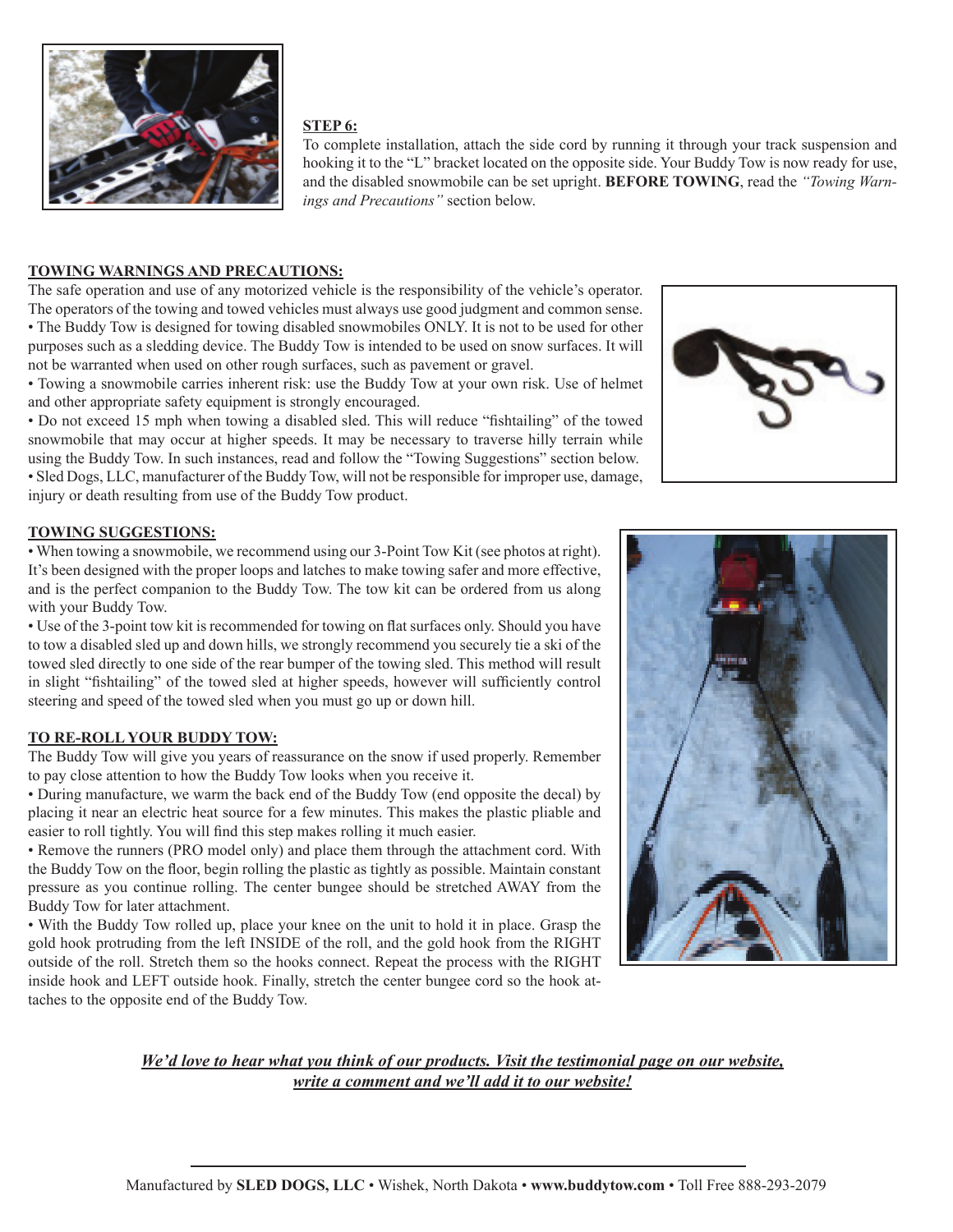**STEP 6:**

To complete installation, attach the side cord by running it through your track suspension and hooking it to the "L" bracket located on the opposite side. Your Buddy Tow is now ready for use, and the disabled snowmobile can be set upright. **BEFORE TOWING**, read the *"Towing Warnings and Precautions"* section below.

**TOWING WARNINGS AND PRECAUTIONS:**

The safe operation and use of any motorized vehicle is the responsibility of the vehicle's operator. The operators of the towing and towed vehicles must always use good judgment and common sense.

- The Buddy Tow is designed for towing disabled snowmobiles ONLY. It is not to be used for other purposes such as a sledding device. The Buddy Tow is intended to be used on snow surfaces. It will not be warranted when used on other rough surfaces, such as pavement or gravel.
- Towing a snowmobile carries inherent risk: use the Buddy Tow at your own risk. Use of helmet and other appropriate safety equipment is strongly encouraged.
- Do not exceed 15 mph when towing a disabled sled. This will reduce "fishtailing" of the towed snowmobile that may occur at higher speeds. It may be necessary to traverse hilly terrain while using the Buddy Tow. In such instances, read and follow the "Towing Suggestions" section below.
- Sled Dogs, LLC, manufacturer of the Buddy Tow, will not be responsible for improper use, damage, injury or death resulting from use of the Buddy Tow product.

**TOWING SUGGESTIONS:**

- When towing a snowmobile, we recommend using our 3-Point Tow Kit (see photos at right). It's been designed with the proper loops and latches to make towing safer and more effective, and is the perfect companion to the Buddy Tow. The tow kit can be ordered from us along with your Buddy Tow.
- Use of the 3-point tow kit is recommended for towing on flat surfaces only. Should you have to tow a disabled sled up and down hills, we strongly recommend you securely tie a ski of the towed sled directly to one side of the rear bumper of the towing sled. This method will result in slight "fishtailing" of the towed sled at higher speeds, however will sufficiently control steering and speed of the towed sled when you must go up or down hill.

**TO RE-ROLL YOUR BUDDY TOW:**

The Buddy Tow will give you years of reassurance on the snow if used properly. Remember to pay close attention to how the Buddy Tow looks when you receive it.

- During manufacture, we warm the back end of the Buddy Tow (end opposite the decal) by placing it near an electric heat source for a few minutes. This makes the plastic pliable and easier to roll tightly. You will find this step makes rolling it much easier.
- Remove the runners (PRO model only) and place them through the attachment cord. With the Buddy Tow on the floor, begin rolling the plastic as tightly as possible. Maintain constant pressure as you continue rolling. The center bungee should be stretched AWAY from the Buddy Tow for later attachment.
- With the Buddy Tow rolled up, place your knee on the unit to hold it in place. Grasp the gold hook protruding from the left INSIDE of the roll, and the gold hook from the RIGHT outside of the roll. Stretch them so the hooks connect. Repeat the process with the RIGHT inside hook and LEFT outside hook. Finally, stretch the center bungee cord so the hook attaches to the opposite end of the Buddy Tow.

***We'd love to hear what you think of our products. Visit the testimonial page on our website, write a comment and we'll add it to our website!***

Manufactured by **SLED DOGS, LLC** • Wishek, North Dakota • **www.buddytow.com** • Toll Free 888-293-2079